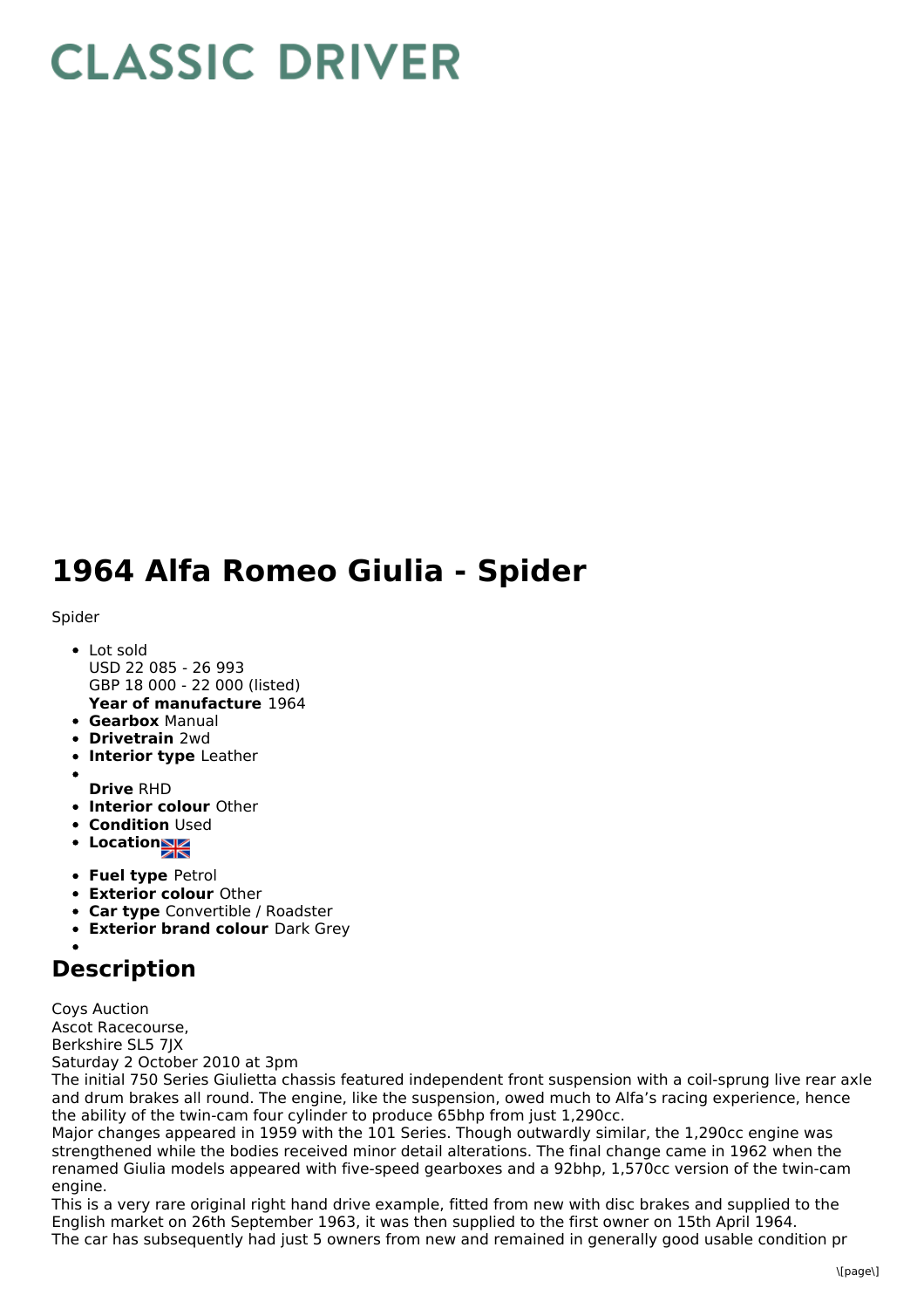# CLASSIC DRIVER

# 1964 Alfa Romeo Giulia - Spider

Spider

- Lot sold
  USD 22 085 - 26 993
  GBP 18 000 - 22 000 (listed)
  **Year of manufacture** 1964
- **Gearbox** Manual
- **Drivetrain** 2wd
- **Interior type** Leather
- 
  **Drive** RHD
- **Interior colour** Other
- **Condition** Used
- **Location**
- **Fuel type** Petrol
- **Exterior colour** Other
- **Car type** Convertible / Roadster
- **Exterior brand colour** Dark Grey
- 

## Description

Coys Auction
Ascot Racecourse,
Berkshire SL5 7JX
Saturday 2 October 2010 at 3pm
The initial 750 Series Giulietta chassis featured independent front suspension with a coil-sprung live rear axle and drum brakes all round. The engine, like the suspension, owed much to Alfa's racing experience, hence the ability of the twin-cam four cylinder to produce 65bhp from just 1,290cc.
Major changes appeared in 1959 with the 101 Series. Though outwardly similar, the 1,290cc engine was strengthened while the bodies received minor detail alterations. The final change came in 1962 when the renamed Giulia models appeared with five-speed gearboxes and a 92bhp, 1,570cc version of the twin-cam engine.
This is a very rare original right hand drive example, fitted from new with disc brakes and supplied to the English market on 26th September 1963, it was then supplied to the first owner on 15th April 1964.
The car has subsequently had just 5 owners from new and remained in generally good usable condition pr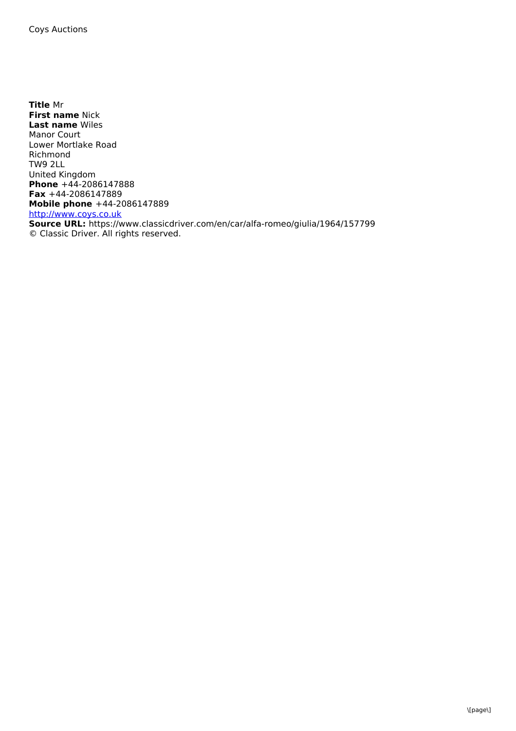Coys Auctions

**Title** Mr
**First name** Nick
**Last name** Wiles
Manor Court
Lower Mortlake Road
Richmond
TW9 2LL
United Kingdom
**Phone** +44-2086147888
**Fax** +44-2086147889
**Mobile phone** +44-2086147889
[http://www.coys.co.uk](http://www.coys.co.uk)
**Source URL:** https://www.classicdriver.com/en/car/alfa-romeo/giulia/1964/157799
© Classic Driver. All rights reserved.